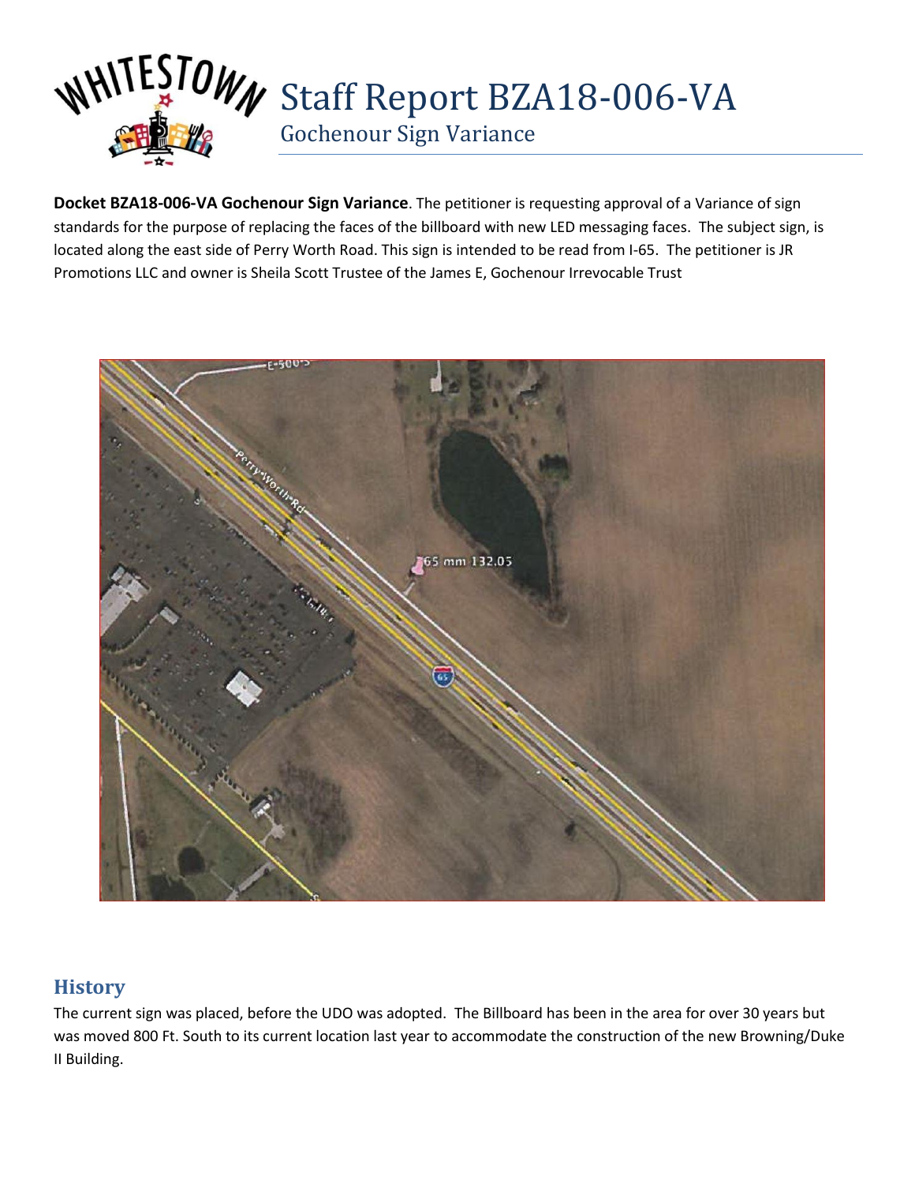# Staff Report BZA18-006-VA

## Gochenour Sign Variance

**Docket BZA18-006-VA Gochenour Sign Variance**. The petitioner is requesting approval of a Variance of sign standards for the purpose of replacing the faces of the billboard with new LED messaging faces. The subject sign, is located along the east side of Perry Worth Road. This sign is intended to be read from I-65. The petitioner is JR Promotions LLC and owner is Sheila Scott Trustee of the James E, Gochenour Irrevocable Trust

## History

The current sign was placed, before the UDO was adopted. The Billboard has been in the area for over 30 years but was moved 800 Ft. South to its current location last year to accommodate the construction of the new Browning/Duke II Building.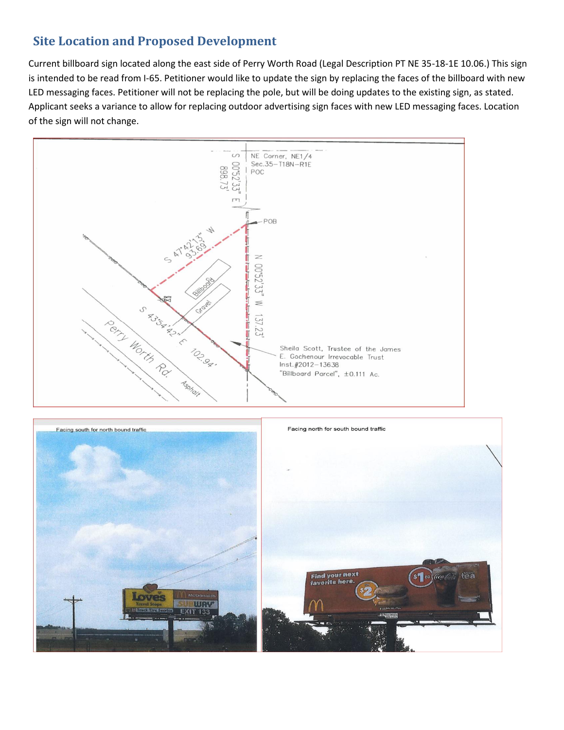## Site Location and Proposed Development

Current billboard sign located along the east side of Perry Worth Road (Legal Description PT NE 35-18-1E 10.06.) This sign is intended to be read from I-65. Petitioner would like to update the sign by replacing the faces of the billboard with new LED messaging faces. Petitioner will not be replacing the pole, but will be doing updates to the existing sign, as stated. Applicant seeks a variance to allow for replacing outdoor advertising sign faces with new LED messaging faces. Location of the sign will not change.

NE Corner, NE1/4
Sec.35–T18N–R1E
POC

S 00°52'33" E
898.73'

POB

S 47°42'13" W
93.69'

N 00°52'33" W 137.23'

S 43°54'42" E 102.94'

Billboard

Gravel

Perry Worth Rd.

Asphalt

Sheila Scott, Trustee of the James E. Gochenour Irrevocable Trust
Inst.#2012–13638
"Billboard Parcel", ±0.111 Ac.

Facing south for north bound traffic

Facing north for south bound traffic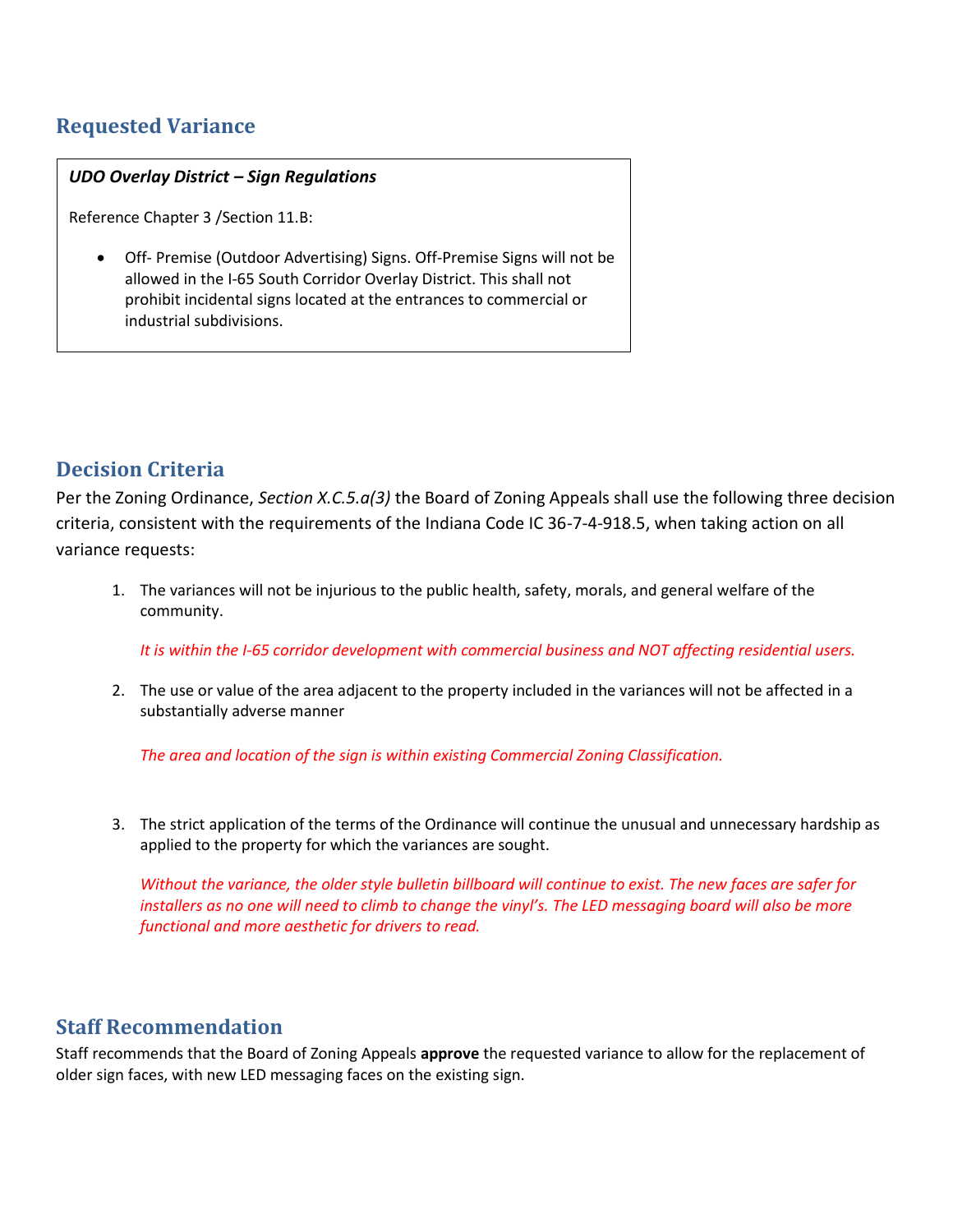## Requested Variance

***UDO Overlay District – Sign Regulations***

Reference Chapter 3 /Section 11.B:

- Off- Premise (Outdoor Advertising) Signs. Off-Premise Signs will not be allowed in the I-65 South Corridor Overlay District. This shall not prohibit incidental signs located at the entrances to commercial or industrial subdivisions.

## Decision Criteria

Per the Zoning Ordinance, *Section X.C.5.a(3)* the Board of Zoning Appeals shall use the following three decision criteria, consistent with the requirements of the Indiana Code IC 36-7-4-918.5, when taking action on all variance requests:

1. The variances will not be injurious to the public health, safety, morals, and general welfare of the community.

   *It is within the I-65 corridor development with commercial business and NOT affecting residential users.*

2. The use or value of the area adjacent to the property included in the variances will not be affected in a substantially adverse manner

   *The area and location of the sign is within existing Commercial Zoning Classification.*

3. The strict application of the terms of the Ordinance will continue the unusual and unnecessary hardship as applied to the property for which the variances are sought.

   *Without the variance, the older style bulletin billboard will continue to exist. The new faces are safer for installers as no one will need to climb to change the vinyl's. The LED messaging board will also be more functional and more aesthetic for drivers to read.*

## Staff Recommendation

Staff recommends that the Board of Zoning Appeals **approve** the requested variance to allow for the replacement of older sign faces, with new LED messaging faces on the existing sign.